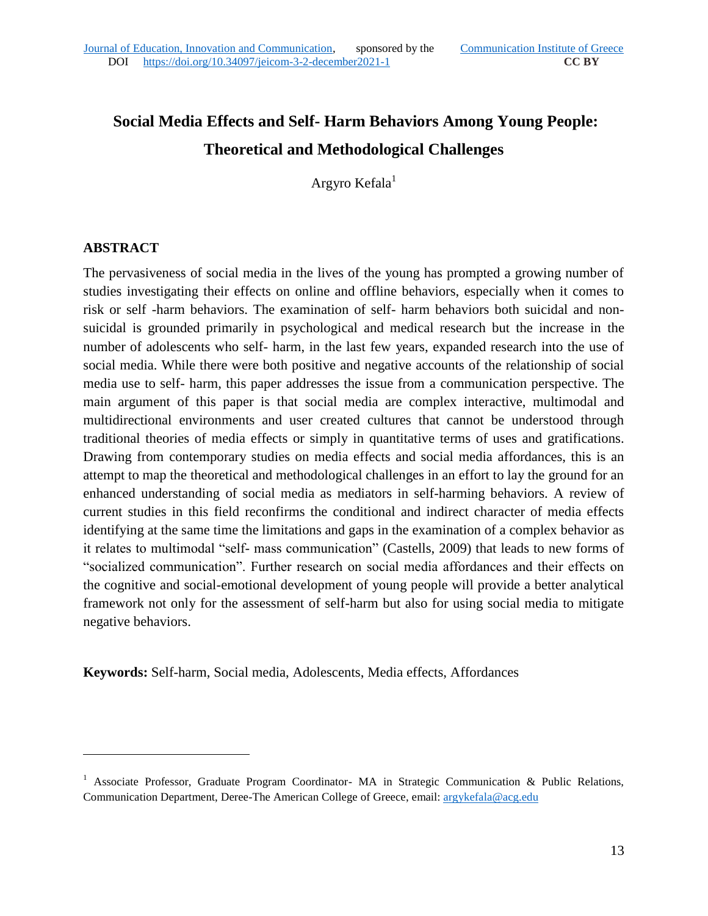# Social Media Effects and Self- Harm Behaviors Among Young People: Theoretical and Methodological Challenges

Argyro Kefala[1]

## ABSTRACT

The pervasiveness of social media in the lives of the young has prompted a growing number of studies investigating their effects on online and offline behaviors, especially when it comes to risk or self -harm behaviors. The examination of self- harm behaviors both suicidal and non-suicidal is grounded primarily in psychological and medical research but the increase in the number of adolescents who self- harm, in the last few years, expanded research into the use of social media. While there were both positive and negative accounts of the relationship of social media use to self- harm, this paper addresses the issue from a communication perspective. The main argument of this paper is that social media are complex interactive, multimodal and multidirectional environments and user created cultures that cannot be understood through traditional theories of media effects or simply in quantitative terms of uses and gratifications. Drawing from contemporary studies on media effects and social media affordances, this is an attempt to map the theoretical and methodological challenges in an effort to lay the ground for an enhanced understanding of social media as mediators in self-harming behaviors. A review of current studies in this field reconfirms the conditional and indirect character of media effects identifying at the same time the limitations and gaps in the examination of a complex behavior as it relates to multimodal "self- mass communication" (Castells, 2009) that leads to new forms of "socialized communication". Further research on social media affordances and their effects on the cognitive and social-emotional development of young people will provide a better analytical framework not only for the assessment of self-harm but also for using social media to mitigate negative behaviors.

**Keywords:** Self-harm, Social media, Adolescents, Media effects, Affordances

---

[1] Associate Professor, Graduate Program Coordinator- MA in Strategic Communication & Public Relations, Communication Department, Deree-The American College of Greece, email: argykefala@acg.edu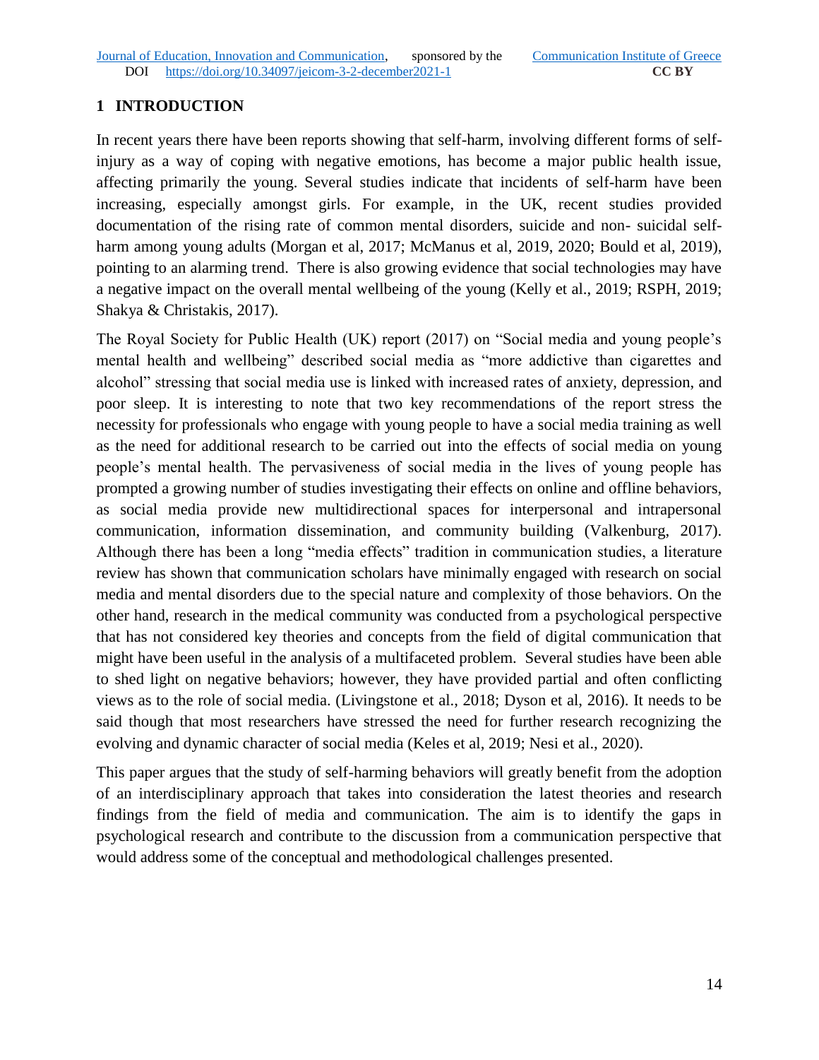## 1 INTRODUCTION

In recent years there have been reports showing that self-harm, involving different forms of self-injury as a way of coping with negative emotions, has become a major public health issue, affecting primarily the young. Several studies indicate that incidents of self-harm have been increasing, especially amongst girls. For example, in the UK, recent studies provided documentation of the rising rate of common mental disorders, suicide and non- suicidal self-harm among young adults (Morgan et al, 2017; McManus et al, 2019, 2020; Bould et al, 2019), pointing to an alarming trend. There is also growing evidence that social technologies may have a negative impact on the overall mental wellbeing of the young (Kelly et al., 2019; RSPH, 2019; Shakya & Christakis, 2017).

The Royal Society for Public Health (UK) report (2017) on "Social media and young people's mental health and wellbeing" described social media as "more addictive than cigarettes and alcohol" stressing that social media use is linked with increased rates of anxiety, depression, and poor sleep. It is interesting to note that two key recommendations of the report stress the necessity for professionals who engage with young people to have a social media training as well as the need for additional research to be carried out into the effects of social media on young people's mental health. The pervasiveness of social media in the lives of young people has prompted a growing number of studies investigating their effects on online and offline behaviors, as social media provide new multidirectional spaces for interpersonal and intrapersonal communication, information dissemination, and community building (Valkenburg, 2017). Although there has been a long "media effects" tradition in communication studies, a literature review has shown that communication scholars have minimally engaged with research on social media and mental disorders due to the special nature and complexity of those behaviors. On the other hand, research in the medical community was conducted from a psychological perspective that has not considered key theories and concepts from the field of digital communication that might have been useful in the analysis of a multifaceted problem. Several studies have been able to shed light on negative behaviors; however, they have provided partial and often conflicting views as to the role of social media. (Livingstone et al., 2018; Dyson et al, 2016). It needs to be said though that most researchers have stressed the need for further research recognizing the evolving and dynamic character of social media (Keles et al, 2019; Nesi et al., 2020).

This paper argues that the study of self-harming behaviors will greatly benefit from the adoption of an interdisciplinary approach that takes into consideration the latest theories and research findings from the field of media and communication. The aim is to identify the gaps in psychological research and contribute to the discussion from a communication perspective that would address some of the conceptual and methodological challenges presented.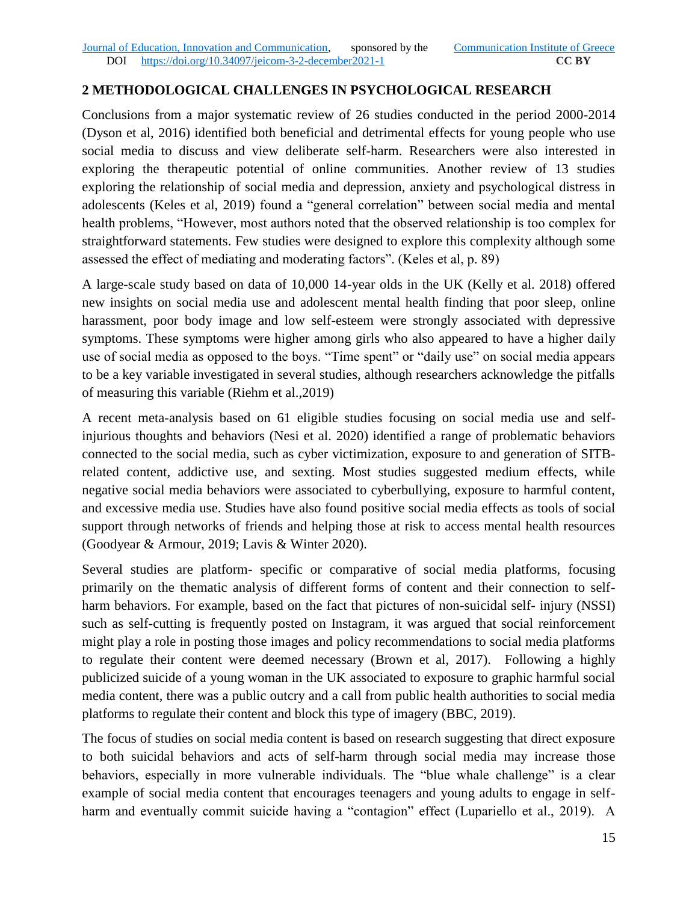## 2 METHODOLOGICAL CHALLENGES IN PSYCHOLOGICAL RESEARCH

Conclusions from a major systematic review of 26 studies conducted in the period 2000-2014 (Dyson et al, 2016) identified both beneficial and detrimental effects for young people who use social media to discuss and view deliberate self-harm. Researchers were also interested in exploring the therapeutic potential of online communities. Another review of 13 studies exploring the relationship of social media and depression, anxiety and psychological distress in adolescents (Keles et al, 2019) found a "general correlation" between social media and mental health problems, "However, most authors noted that the observed relationship is too complex for straightforward statements. Few studies were designed to explore this complexity although some assessed the effect of mediating and moderating factors". (Keles et al, p. 89)

A large-scale study based on data of 10,000 14-year olds in the UK (Kelly et al. 2018) offered new insights on social media use and adolescent mental health finding that poor sleep, online harassment, poor body image and low self-esteem were strongly associated with depressive symptoms. These symptoms were higher among girls who also appeared to have a higher daily use of social media as opposed to the boys. "Time spent" or "daily use" on social media appears to be a key variable investigated in several studies, although researchers acknowledge the pitfalls of measuring this variable (Riehm et al.,2019)

A recent meta-analysis based on 61 eligible studies focusing on social media use and self-injurious thoughts and behaviors (Nesi et al. 2020) identified a range of problematic behaviors connected to the social media, such as cyber victimization, exposure to and generation of SITB-related content, addictive use, and sexting. Most studies suggested medium effects, while negative social media behaviors were associated to cyberbullying, exposure to harmful content, and excessive media use. Studies have also found positive social media effects as tools of social support through networks of friends and helping those at risk to access mental health resources (Goodyear & Armour, 2019; Lavis & Winter 2020).

Several studies are platform- specific or comparative of social media platforms, focusing primarily on the thematic analysis of different forms of content and their connection to self-harm behaviors. For example, based on the fact that pictures of non-suicidal self- injury (NSSI) such as self-cutting is frequently posted on Instagram, it was argued that social reinforcement might play a role in posting those images and policy recommendations to social media platforms to regulate their content were deemed necessary (Brown et al, 2017). Following a highly publicized suicide of a young woman in the UK associated to exposure to graphic harmful social media content, there was a public outcry and a call from public health authorities to social media platforms to regulate their content and block this type of imagery (BBC, 2019).

The focus of studies on social media content is based on research suggesting that direct exposure to both suicidal behaviors and acts of self-harm through social media may increase those behaviors, especially in more vulnerable individuals. The "blue whale challenge" is a clear example of social media content that encourages teenagers and young adults to engage in self-harm and eventually commit suicide having a "contagion" effect (Lupariello et al., 2019). A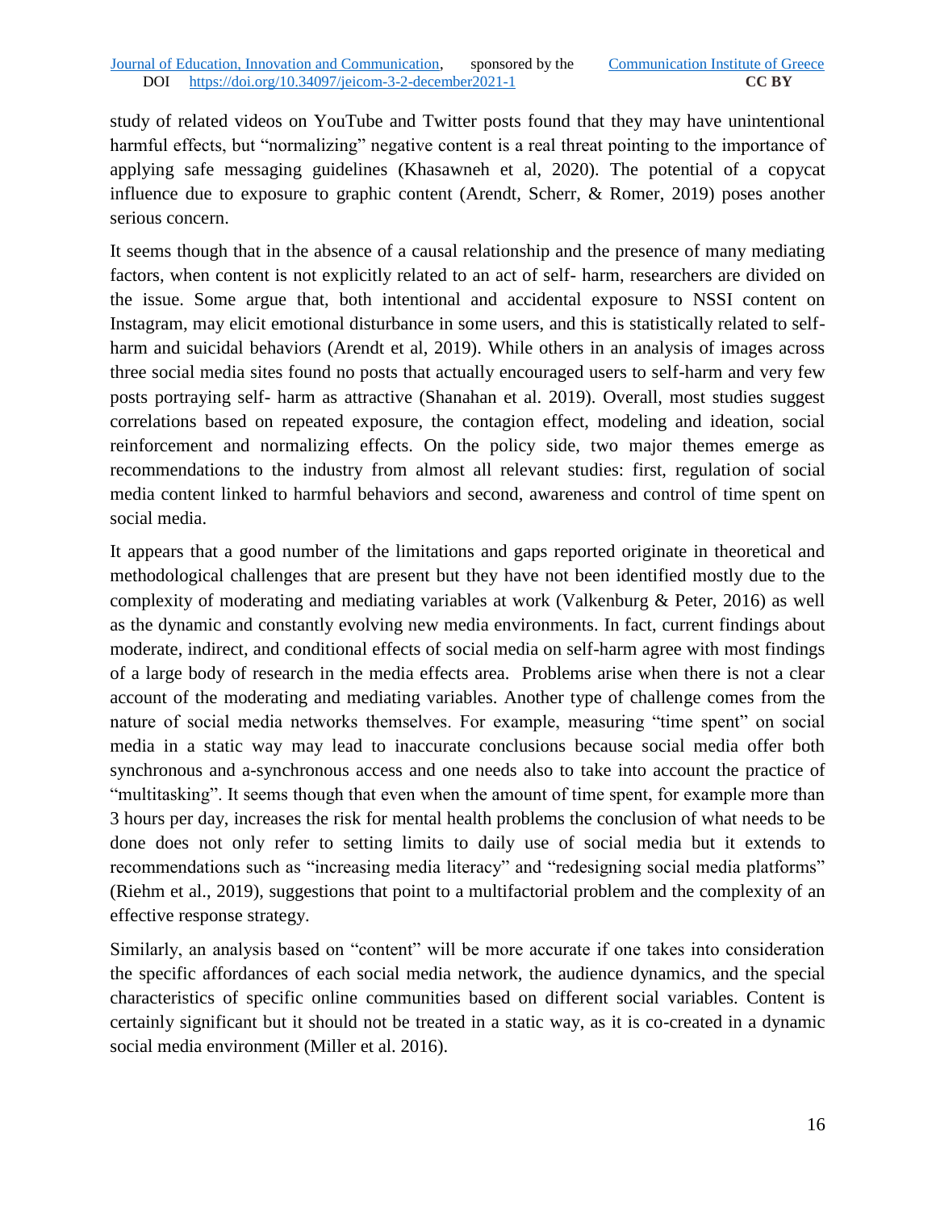study of related videos on YouTube and Twitter posts found that they may have unintentional harmful effects, but "normalizing" negative content is a real threat pointing to the importance of applying safe messaging guidelines (Khasawneh et al, 2020). The potential of a copycat influence due to exposure to graphic content (Arendt, Scherr, & Romer, 2019) poses another serious concern.

It seems though that in the absence of a causal relationship and the presence of many mediating factors, when content is not explicitly related to an act of self- harm, researchers are divided on the issue. Some argue that, both intentional and accidental exposure to NSSI content on Instagram, may elicit emotional disturbance in some users, and this is statistically related to self-harm and suicidal behaviors (Arendt et al, 2019). While others in an analysis of images across three social media sites found no posts that actually encouraged users to self-harm and very few posts portraying self- harm as attractive (Shanahan et al. 2019). Overall, most studies suggest correlations based on repeated exposure, the contagion effect, modeling and ideation, social reinforcement and normalizing effects. On the policy side, two major themes emerge as recommendations to the industry from almost all relevant studies: first, regulation of social media content linked to harmful behaviors and second, awareness and control of time spent on social media.

It appears that a good number of the limitations and gaps reported originate in theoretical and methodological challenges that are present but they have not been identified mostly due to the complexity of moderating and mediating variables at work (Valkenburg & Peter, 2016) as well as the dynamic and constantly evolving new media environments. In fact, current findings about moderate, indirect, and conditional effects of social media on self-harm agree with most findings of a large body of research in the media effects area. Problems arise when there is not a clear account of the moderating and mediating variables. Another type of challenge comes from the nature of social media networks themselves. For example, measuring "time spent" on social media in a static way may lead to inaccurate conclusions because social media offer both synchronous and a-synchronous access and one needs also to take into account the practice of "multitasking". It seems though that even when the amount of time spent, for example more than 3 hours per day, increases the risk for mental health problems the conclusion of what needs to be done does not only refer to setting limits to daily use of social media but it extends to recommendations such as "increasing media literacy" and "redesigning social media platforms" (Riehm et al., 2019), suggestions that point to a multifactorial problem and the complexity of an effective response strategy.

Similarly, an analysis based on "content" will be more accurate if one takes into consideration the specific affordances of each social media network, the audience dynamics, and the special characteristics of specific online communities based on different social variables. Content is certainly significant but it should not be treated in a static way, as it is co-created in a dynamic social media environment (Miller et al. 2016).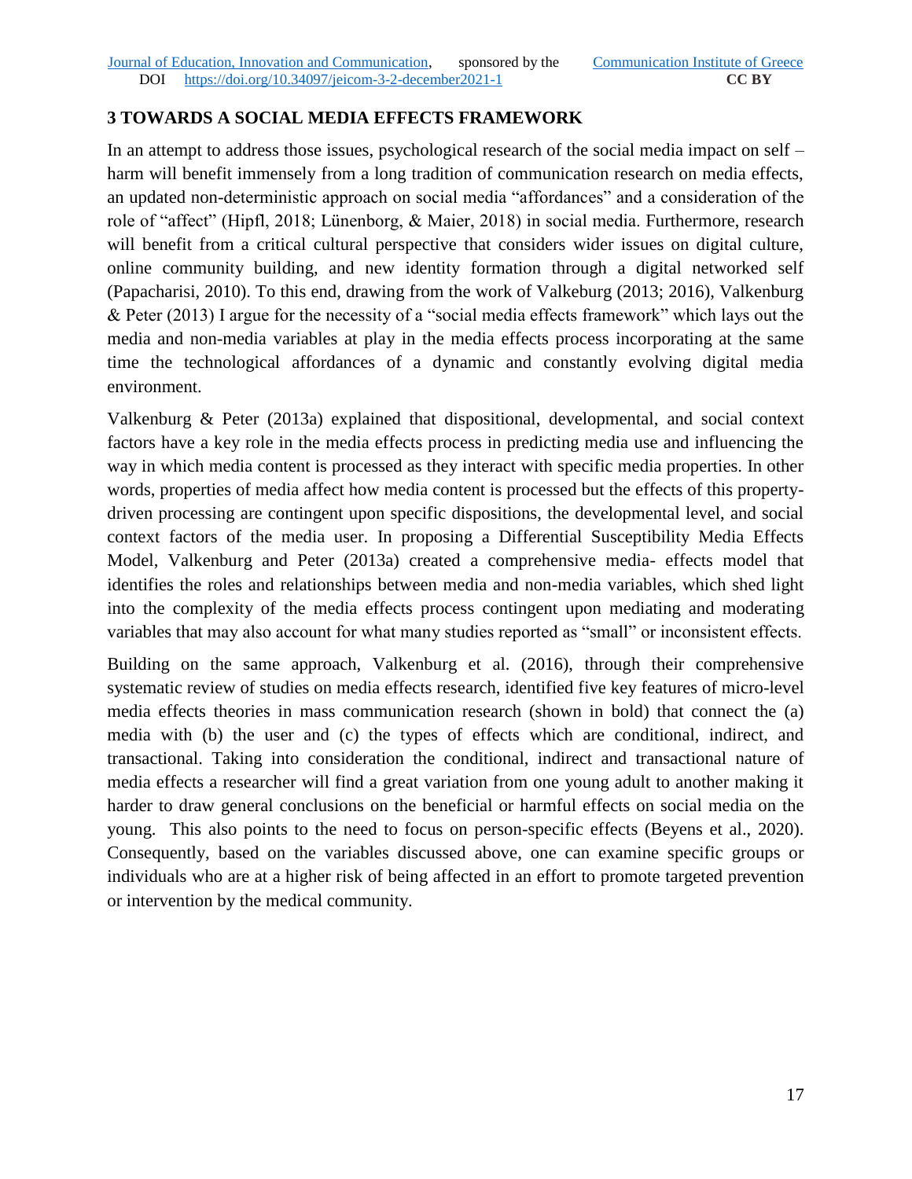## 3 TOWARDS A SOCIAL MEDIA EFFECTS FRAMEWORK

In an attempt to address those issues, psychological research of the social media impact on self – harm will benefit immensely from a long tradition of communication research on media effects, an updated non-deterministic approach on social media "affordances" and a consideration of the role of "affect" (Hipfl, 2018; Lünenborg, & Maier, 2018) in social media. Furthermore, research will benefit from a critical cultural perspective that considers wider issues on digital culture, online community building, and new identity formation through a digital networked self (Papacharisi, 2010). To this end, drawing from the work of Valkeburg (2013; 2016), Valkenburg & Peter (2013) I argue for the necessity of a "social media effects framework" which lays out the media and non-media variables at play in the media effects process incorporating at the same time the technological affordances of a dynamic and constantly evolving digital media environment.

Valkenburg & Peter (2013a) explained that dispositional, developmental, and social context factors have a key role in the media effects process in predicting media use and influencing the way in which media content is processed as they interact with specific media properties. In other words, properties of media affect how media content is processed but the effects of this property-driven processing are contingent upon specific dispositions, the developmental level, and social context factors of the media user. In proposing a Differential Susceptibility Media Effects Model, Valkenburg and Peter (2013a) created a comprehensive media- effects model that identifies the roles and relationships between media and non-media variables, which shed light into the complexity of the media effects process contingent upon mediating and moderating variables that may also account for what many studies reported as "small" or inconsistent effects.

Building on the same approach, Valkenburg et al. (2016), through their comprehensive systematic review of studies on media effects research, identified five key features of micro-level media effects theories in mass communication research (shown in bold) that connect the (a) media with (b) the user and (c) the types of effects which are conditional, indirect, and transactional. Taking into consideration the conditional, indirect and transactional nature of media effects a researcher will find a great variation from one young adult to another making it harder to draw general conclusions on the beneficial or harmful effects on social media on the young. This also points to the need to focus on person-specific effects (Beyens et al., 2020). Consequently, based on the variables discussed above, one can examine specific groups or individuals who are at a higher risk of being affected in an effort to promote targeted prevention or intervention by the medical community.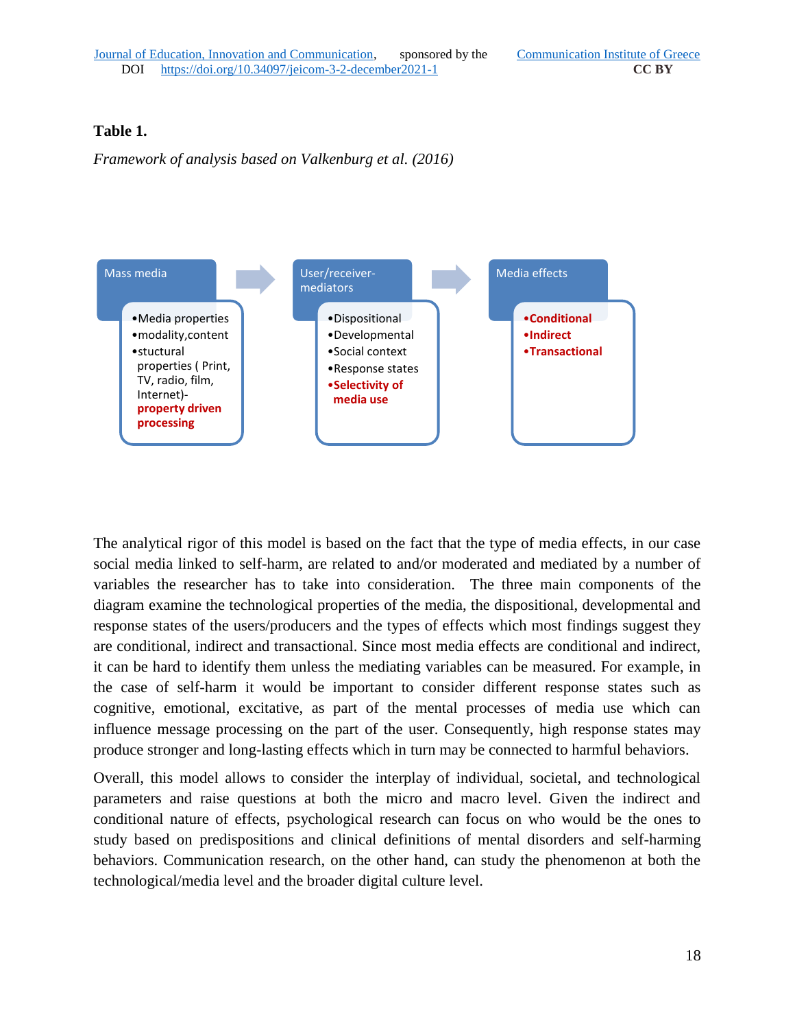**Table 1.**

*Framework of analysis based on Valkenburg et al. (2016)*

| Mass media | User/receiver-mediators | Media effects |
| --- | --- | --- |
| •Media properties<br>•modality,content<br>•stuctural properties ( Print, TV, radio, film, Internet)- **property driven processing** | •Dispositional<br>•Developmental<br>•Social context<br>•Response states<br>**•Selectivity of media use** | **•Conditional**<br>**•Indirect**<br>**•Transactional** |

The analytical rigor of this model is based on the fact that the type of media effects, in our case social media linked to self-harm, are related to and/or moderated and mediated by a number of variables the researcher has to take into consideration. The three main components of the diagram examine the technological properties of the media, the dispositional, developmental and response states of the users/producers and the types of effects which most findings suggest they are conditional, indirect and transactional. Since most media effects are conditional and indirect, it can be hard to identify them unless the mediating variables can be measured. For example, in the case of self-harm it would be important to consider different response states such as cognitive, emotional, excitative, as part of the mental processes of media use which can influence message processing on the part of the user. Consequently, high response states may produce stronger and long-lasting effects which in turn may be connected to harmful behaviors.

Overall, this model allows to consider the interplay of individual, societal, and technological parameters and raise questions at both the micro and macro level. Given the indirect and conditional nature of effects, psychological research can focus on who would be the ones to study based on predispositions and clinical definitions of mental disorders and self-harming behaviors. Communication research, on the other hand, can study the phenomenon at both the technological/media level and the broader digital culture level.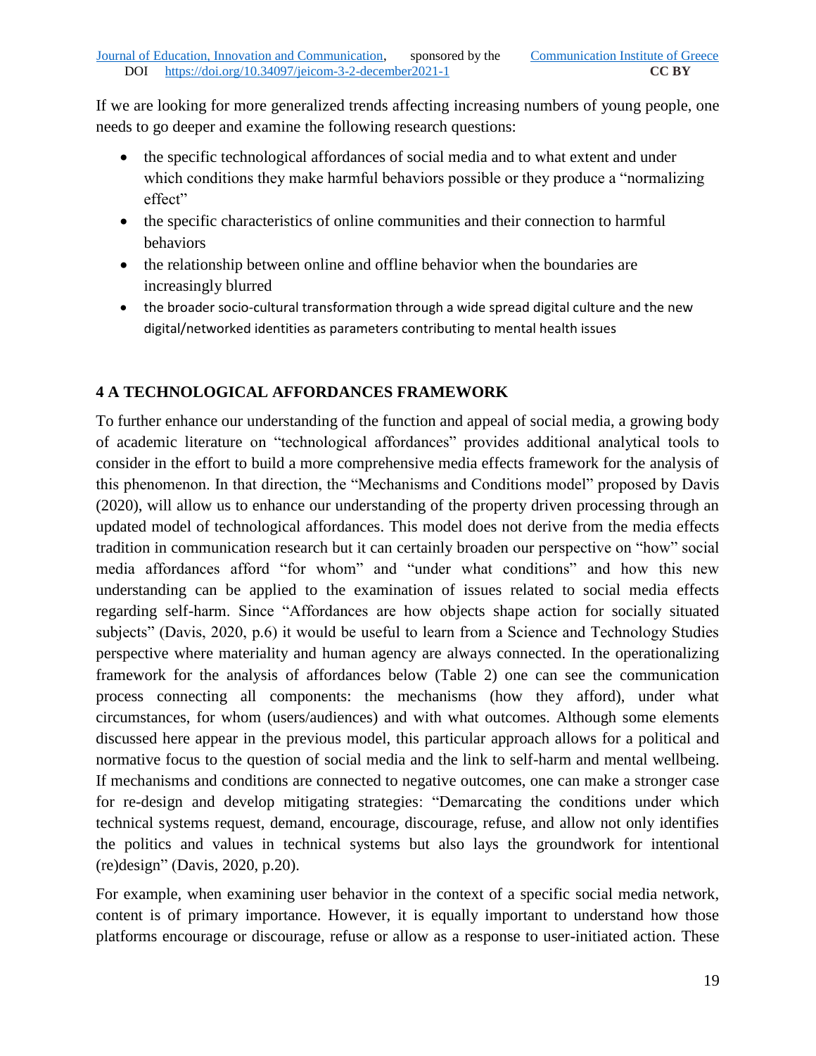If we are looking for more generalized trends affecting increasing numbers of young people, one needs to go deeper and examine the following research questions:

- the specific technological affordances of social media and to what extent and under which conditions they make harmful behaviors possible or they produce a "normalizing effect"
- the specific characteristics of online communities and their connection to harmful behaviors
- the relationship between online and offline behavior when the boundaries are increasingly blurred
- the broader socio-cultural transformation through a wide spread digital culture and the new digital/networked identities as parameters contributing to mental health issues

## 4 A TECHNOLOGICAL AFFORDANCES FRAMEWORK

To further enhance our understanding of the function and appeal of social media, a growing body of academic literature on "technological affordances" provides additional analytical tools to consider in the effort to build a more comprehensive media effects framework for the analysis of this phenomenon. In that direction, the "Mechanisms and Conditions model" proposed by Davis (2020), will allow us to enhance our understanding of the property driven processing through an updated model of technological affordances. This model does not derive from the media effects tradition in communication research but it can certainly broaden our perspective on "how" social media affordances afford "for whom" and "under what conditions" and how this new understanding can be applied to the examination of issues related to social media effects regarding self-harm. Since "Affordances are how objects shape action for socially situated subjects" (Davis, 2020, p.6) it would be useful to learn from a Science and Technology Studies perspective where materiality and human agency are always connected. In the operationalizing framework for the analysis of affordances below (Table 2) one can see the communication process connecting all components: the mechanisms (how they afford), under what circumstances, for whom (users/audiences) and with what outcomes. Although some elements discussed here appear in the previous model, this particular approach allows for a political and normative focus to the question of social media and the link to self-harm and mental wellbeing. If mechanisms and conditions are connected to negative outcomes, one can make a stronger case for re-design and develop mitigating strategies: "Demarcating the conditions under which technical systems request, demand, encourage, discourage, refuse, and allow not only identifies the politics and values in technical systems but also lays the groundwork for intentional (re)design" (Davis, 2020, p.20).

For example, when examining user behavior in the context of a specific social media network, content is of primary importance. However, it is equally important to understand how those platforms encourage or discourage, refuse or allow as a response to user-initiated action. These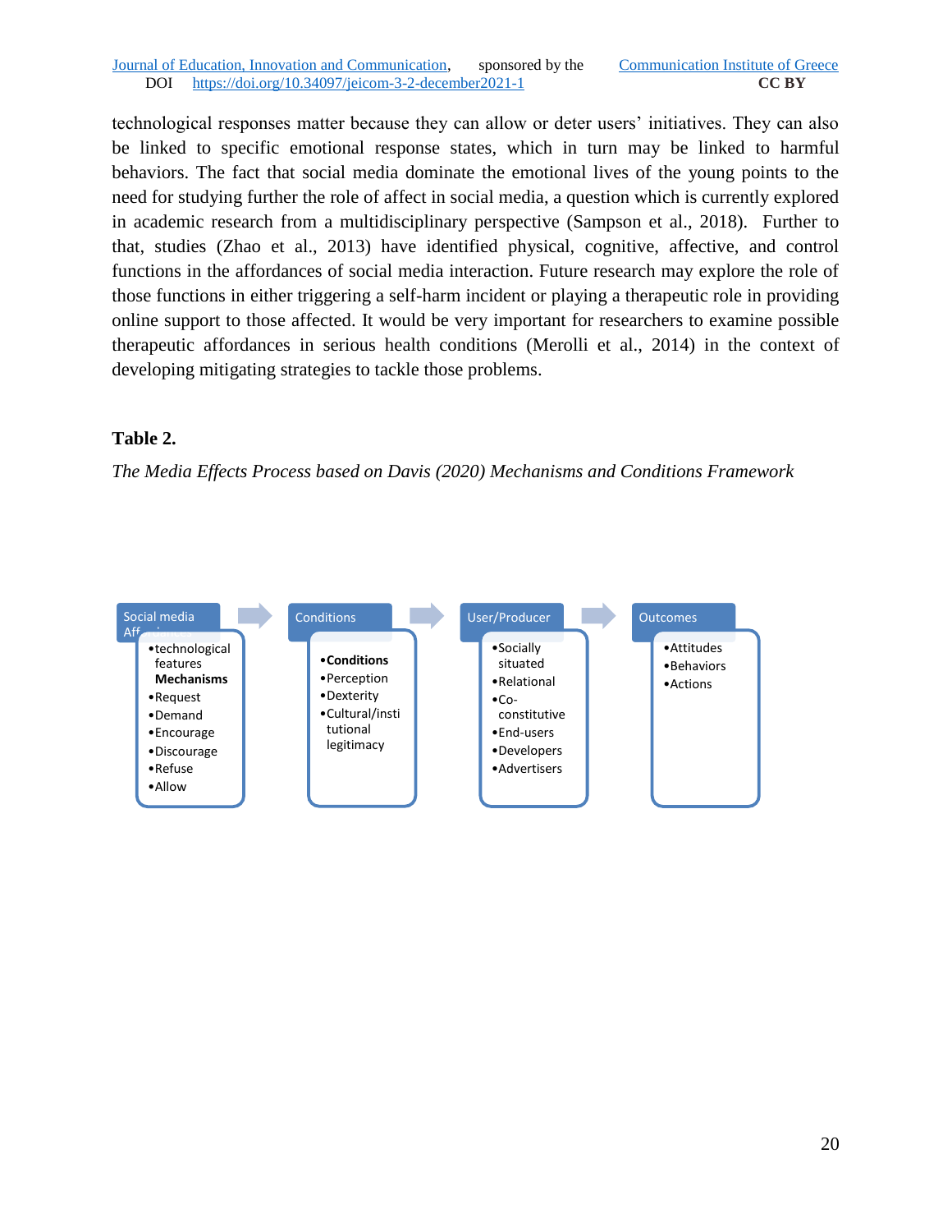technological responses matter because they can allow or deter users' initiatives. They can also be linked to specific emotional response states, which in turn may be linked to harmful behaviors. The fact that social media dominate the emotional lives of the young points to the need for studying further the role of affect in social media, a question which is currently explored in academic research from a multidisciplinary perspective (Sampson et al., 2018). Further to that, studies (Zhao et al., 2013) have identified physical, cognitive, affective, and control functions in the affordances of social media interaction. Future research may explore the role of those functions in either triggering a self-harm incident or playing a therapeutic role in providing online support to those affected. It would be very important for researchers to examine possible therapeutic affordances in serious health conditions (Merolli et al., 2014) in the context of developing mitigating strategies to tackle those problems.

**Table 2.**

*The Media Effects Process based on Davis (2020) Mechanisms and Conditions Framework*

| Social media Affordances | Conditions | User/Producer | Outcomes |
|---|---|---|---|
| • technological features<br>**Mechanisms**<br>• Request<br>• Demand<br>• Encourage<br>• Discourage<br>• Refuse<br>• Allow | • **Conditions**<br>• Perception<br>• Dexterity<br>• Cultural/institutional legitimacy | • Socially situated<br>• Relational<br>• Co-constitutive<br>• End-users<br>• Developers<br>• Advertisers | • Attitudes<br>• Behaviors<br>• Actions |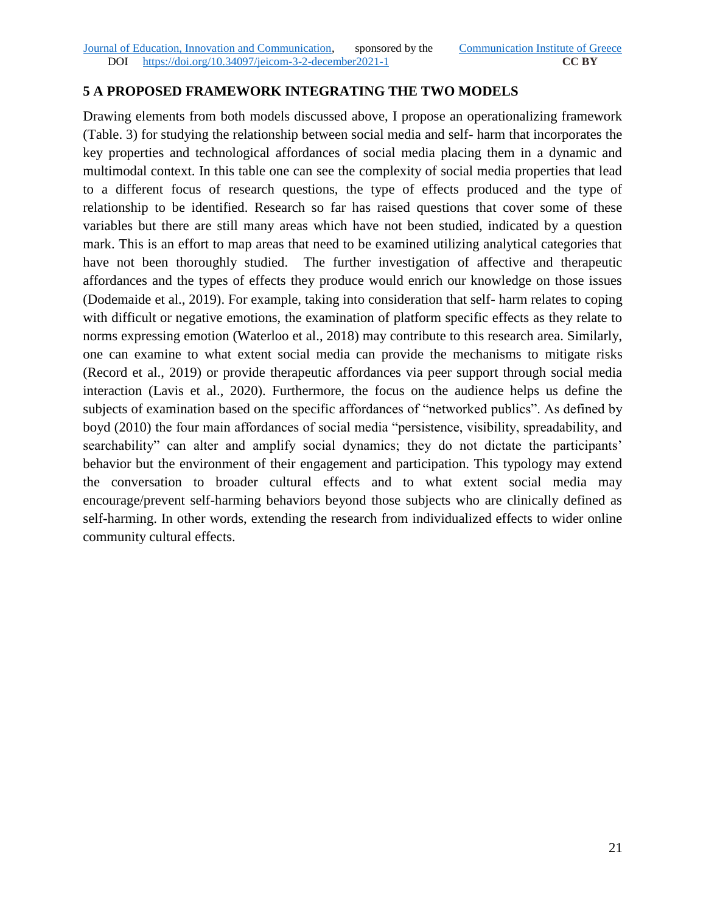## 5 A PROPOSED FRAMEWORK INTEGRATING THE TWO MODELS

Drawing elements from both models discussed above, I propose an operationalizing framework (Table. 3) for studying the relationship between social media and self- harm that incorporates the key properties and technological affordances of social media placing them in a dynamic and multimodal context. In this table one can see the complexity of social media properties that lead to a different focus of research questions, the type of effects produced and the type of relationship to be identified. Research so far has raised questions that cover some of these variables but there are still many areas which have not been studied, indicated by a question mark. This is an effort to map areas that need to be examined utilizing analytical categories that have not been thoroughly studied. The further investigation of affective and therapeutic affordances and the types of effects they produce would enrich our knowledge on those issues (Dodemaide et al., 2019). For example, taking into consideration that self- harm relates to coping with difficult or negative emotions, the examination of platform specific effects as they relate to norms expressing emotion (Waterloo et al., 2018) may contribute to this research area. Similarly, one can examine to what extent social media can provide the mechanisms to mitigate risks (Record et al., 2019) or provide therapeutic affordances via peer support through social media interaction (Lavis et al., 2020). Furthermore, the focus on the audience helps us define the subjects of examination based on the specific affordances of "networked publics". As defined by boyd (2010) the four main affordances of social media "persistence, visibility, spreadability, and searchability" can alter and amplify social dynamics; they do not dictate the participants' behavior but the environment of their engagement and participation. This typology may extend the conversation to broader cultural effects and to what extent social media may encourage/prevent self-harming behaviors beyond those subjects who are clinically defined as self-harming. In other words, extending the research from individualized effects to wider online community cultural effects.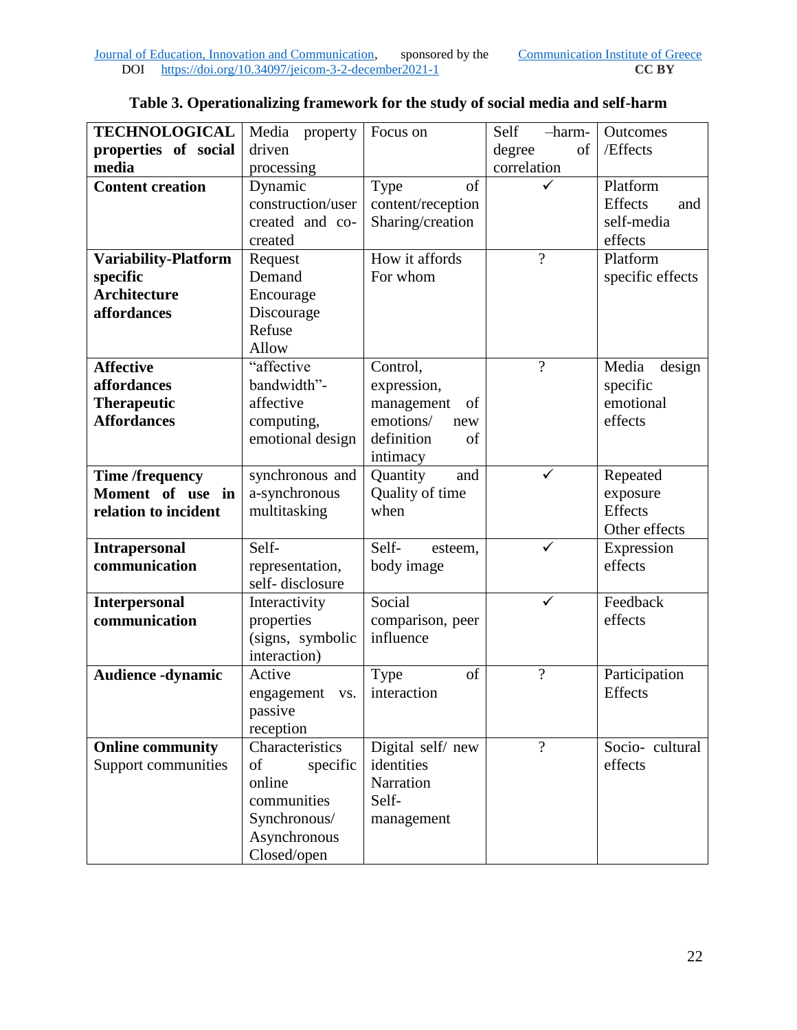**Table 3. Operationalizing framework for the study of social media and self-harm**

| **TECHNOLOGICAL properties of social media** | Media property driven processing | Focus on | Self –harm-degree of correlation | Outcomes /Effects |
|---|---|---|---|---|
| **Content creation** | Dynamic construction/user created and co-created | Type of content/reception Sharing/creation | ✓ | Platform Effects and self-media effects |
| **Variability-Platform specific Architecture affordances** | Request Demand Encourage Discourage Refuse Allow | How it affords For whom | ? | Platform specific effects |
| **Affective affordances Therapeutic Affordances** | "affective bandwidth"- affective computing, emotional design | Control, expression, management of emotions/ new definition of intimacy | ? | Media design specific emotional effects |
| **Time /frequency Moment of use in relation to incident** | synchronous and a-synchronous multitasking | Quantity and Quality of time when | ✓ | Repeated exposure Effects Other effects |
| **Intrapersonal communication** | Self-representation, self- disclosure | Self- esteem, body image | ✓ | Expression effects |
| **Interpersonal communication** | Interactivity properties (signs, symbolic interaction) | Social comparison, peer influence | ✓ | Feedback effects |
| **Audience -dynamic** | Active engagement vs. passive reception | Type of interaction | ? | Participation Effects |
| **Online community** Support communities | Characteristics of specific online communities Synchronous/ Asynchronous Closed/open | Digital self/ new identities Narration Self-management | ? | Socio- cultural effects |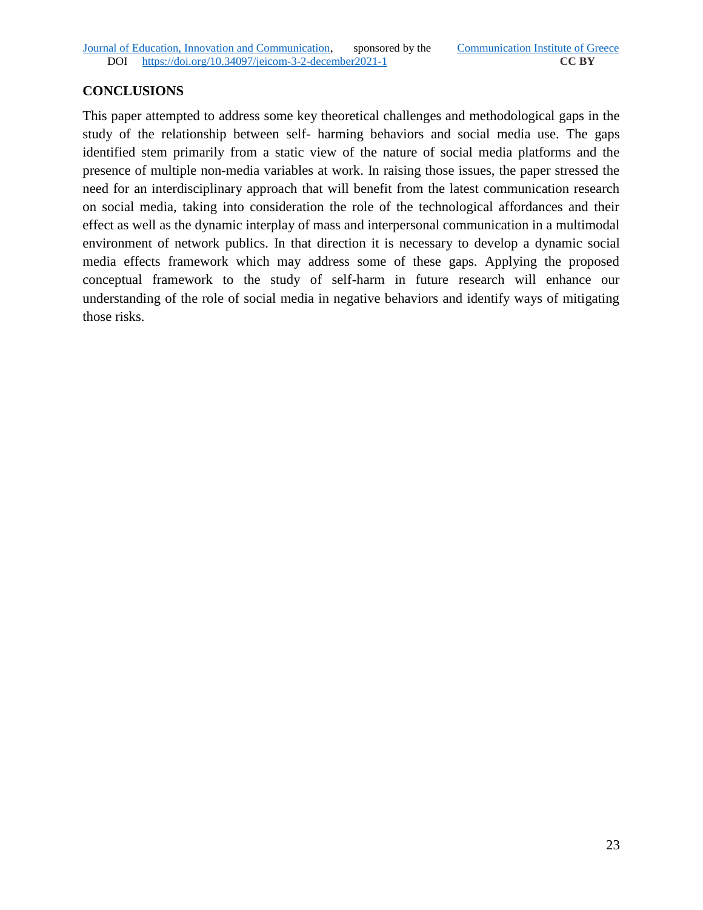## CONCLUSIONS

This paper attempted to address some key theoretical challenges and methodological gaps in the study of the relationship between self- harming behaviors and social media use. The gaps identified stem primarily from a static view of the nature of social media platforms and the presence of multiple non-media variables at work. In raising those issues, the paper stressed the need for an interdisciplinary approach that will benefit from the latest communication research on social media, taking into consideration the role of the technological affordances and their effect as well as the dynamic interplay of mass and interpersonal communication in a multimodal environment of network publics. In that direction it is necessary to develop a dynamic social media effects framework which may address some of these gaps. Applying the proposed conceptual framework to the study of self-harm in future research will enhance our understanding of the role of social media in negative behaviors and identify ways of mitigating those risks.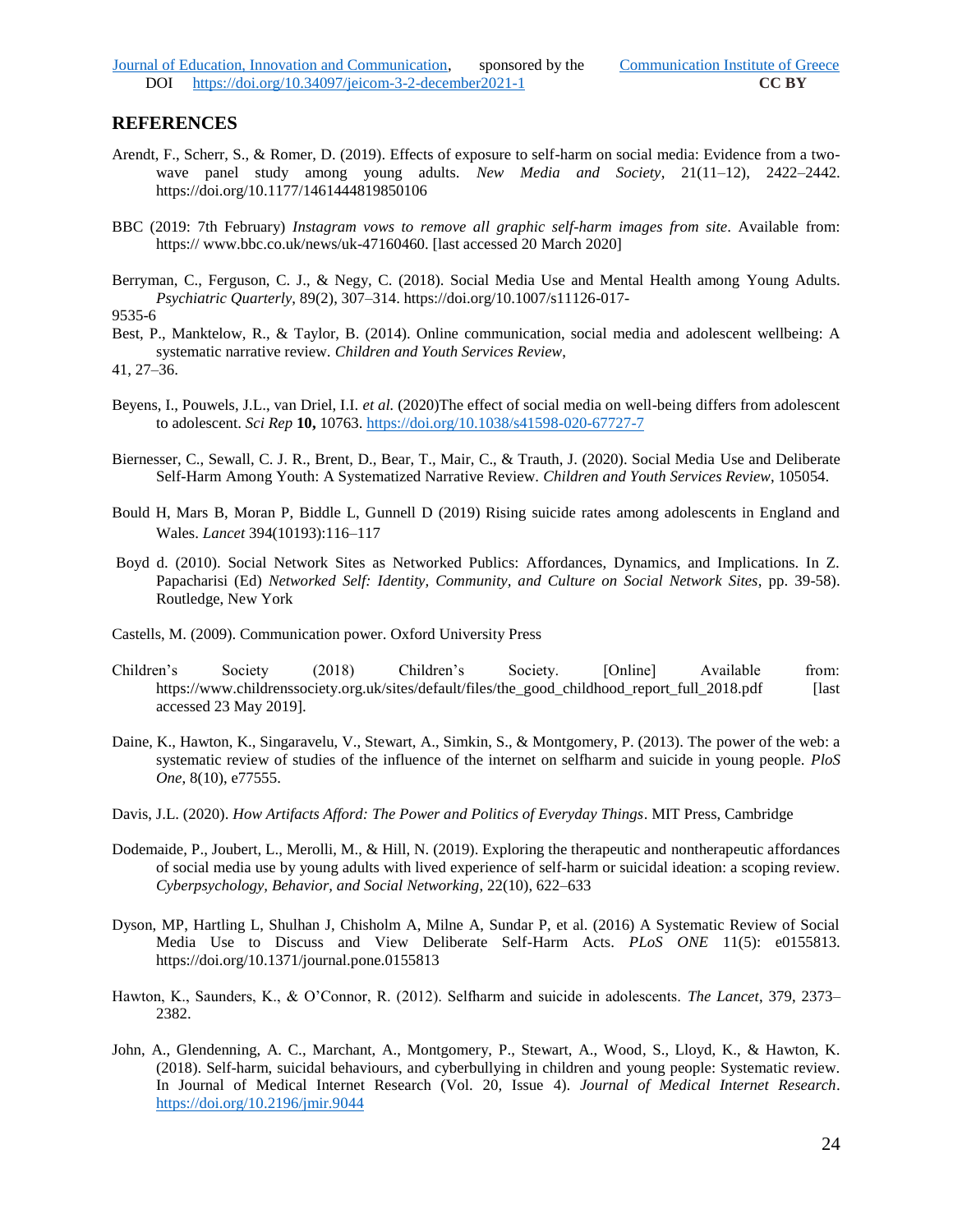## REFERENCES

Arendt, F., Scherr, S., & Romer, D. (2019). Effects of exposure to self-harm on social media: Evidence from a two-wave panel study among young adults. *New Media and Society*, 21(11–12), 2422–2442. https://doi.org/10.1177/1461444819850106

BBC (2019: 7th February) *Instagram vows to remove all graphic self-harm images from site*. Available from: https:// www.bbc.co.uk/news/uk-47160460. [last accessed 20 March 2020]

Berryman, C., Ferguson, C. J., & Negy, C. (2018). Social Media Use and Mental Health among Young Adults. *Psychiatric Quarterly*, 89(2), 307–314. https://doi.org/10.1007/s11126-017-9535-6

Best, P., Manktelow, R., & Taylor, B. (2014). Online communication, social media and adolescent wellbeing: A systematic narrative review. *Children and Youth Services Review*, 41, 27–36.

Beyens, I., Pouwels, J.L., van Driel, I.I. *et al.* (2020)The effect of social media on well-being differs from adolescent to adolescent. *Sci Rep* **10,** 10763. https://doi.org/10.1038/s41598-020-67727-7

Biernesser, C., Sewall, C. J. R., Brent, D., Bear, T., Mair, C., & Trauth, J. (2020). Social Media Use and Deliberate Self-Harm Among Youth: A Systematized Narrative Review. *Children and Youth Services Review*, 105054.

Bould H, Mars B, Moran P, Biddle L, Gunnell D (2019) Rising suicide rates among adolescents in England and Wales. *Lancet* 394(10193):116–117

Boyd d. (2010). Social Network Sites as Networked Publics: Affordances, Dynamics, and Implications. In Z. Papacharisi (Ed) *Networked Self: Identity, Community, and Culture on Social Network Sites*, pp. 39-58). Routledge, New York

Castells, M. (2009). Communication power. Oxford University Press

Children's Society (2018) Children's Society. [Online] Available from: https://www.childrenssociety.org.uk/sites/default/files/the_good_childhood_report_full_2018.pdf [last accessed 23 May 2019].

Daine, K., Hawton, K., Singaravelu, V., Stewart, A., Simkin, S., & Montgomery, P. (2013). The power of the web: a systematic review of studies of the influence of the internet on selfharm and suicide in young people. *PloS One*, 8(10), e77555.

Davis, J.L. (2020). *How Artifacts Afford: The Power and Politics of Everyday Things*. MIT Press, Cambridge

Dodemaide, P., Joubert, L., Merolli, M., & Hill, N. (2019). Exploring the therapeutic and nontherapeutic affordances of social media use by young adults with lived experience of self-harm or suicidal ideation: a scoping review. *Cyberpsychology, Behavior, and Social Networking*, 22(10), 622–633

Dyson, MP, Hartling L, Shulhan J, Chisholm A, Milne A, Sundar P, et al. (2016) A Systematic Review of Social Media Use to Discuss and View Deliberate Self-Harm Acts. *PLoS ONE* 11(5): e0155813. https://doi.org/10.1371/journal.pone.0155813

Hawton, K., Saunders, K., & O'Connor, R. (2012). Selfharm and suicide in adolescents. *The Lancet*, 379, 2373–2382.

John, A., Glendenning, A. C., Marchant, A., Montgomery, P., Stewart, A., Wood, S., Lloyd, K., & Hawton, K. (2018). Self-harm, suicidal behaviours, and cyberbullying in children and young people: Systematic review. In Journal of Medical Internet Research (Vol. 20, Issue 4). *Journal of Medical Internet Research*. https://doi.org/10.2196/jmir.9044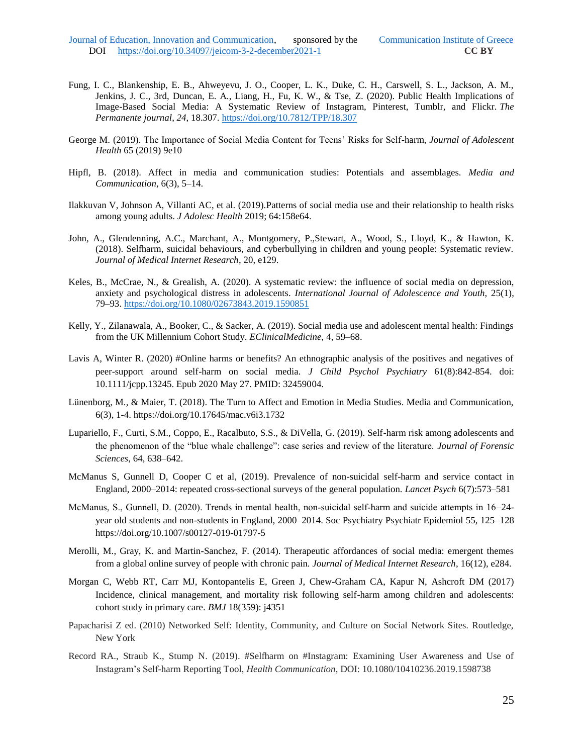Fung, I. C., Blankenship, E. B., Ahweyevu, J. O., Cooper, L. K., Duke, C. H., Carswell, S. L., Jackson, A. M., Jenkins, J. C., 3rd, Duncan, E. A., Liang, H., Fu, K. W., & Tse, Z. (2020). Public Health Implications of Image-Based Social Media: A Systematic Review of Instagram, Pinterest, Tumblr, and Flickr. *The Permanente journal, 24*, 18.307. https://doi.org/10.7812/TPP/18.307

George M. (2019). The Importance of Social Media Content for Teens' Risks for Self-harm, *Journal of Adolescent Health* 65 (2019) 9e10

Hipfl, B. (2018). Affect in media and communication studies: Potentials and assemblages. *Media and Communication*, 6(3), 5–14.

Ilakkuvan V, Johnson A, Villanti AC, et al. (2019).Patterns of social media use and their relationship to health risks among young adults. *J Adolesc Health* 2019; 64:158e64.

John, A., Glendenning, A.C., Marchant, A., Montgomery, P.,Stewart, A., Wood, S., Lloyd, K., & Hawton, K. (2018). Selfharm, suicidal behaviours, and cyberbullying in children and young people: Systematic review. *Journal of Medical Internet Research*, 20, e129.

Keles, B., McCrae, N., & Grealish, A. (2020). A systematic review: the influence of social media on depression, anxiety and psychological distress in adolescents. *International Journal of Adolescence and Youth,* 25(1), 79–93. https://doi.org/10.1080/02673843.2019.1590851

Kelly, Y., Zilanawala, A., Booker, C., & Sacker, A. (2019). Social media use and adolescent mental health: Findings from the UK Millennium Cohort Study. *EClinicalMedicine*, 4, 59–68.

Lavis A, Winter R. (2020) #Online harms or benefits? An ethnographic analysis of the positives and negatives of peer-support around self-harm on social media. *J Child Psychol Psychiatry* 61(8):842-854. doi: 10.1111/jcpp.13245. Epub 2020 May 27. PMID: 32459004.

Lünenborg, M., & Maier, T. (2018). The Turn to Affect and Emotion in Media Studies. Media and Communication, 6(3), 1-4. https://doi.org/10.17645/mac.v6i3.1732

Lupariello, F., Curti, S.M., Coppo, E., Racalbuto, S.S., & DiVella, G. (2019). Self-harm risk among adolescents and the phenomenon of the "blue whale challenge": case series and review of the literature. *Journal of Forensic Sciences*, 64, 638–642.

McManus S, Gunnell D, Cooper C et al, (2019). Prevalence of non-suicidal self-harm and service contact in England, 2000–2014: repeated cross-sectional surveys of the general population. *Lancet Psych* 6(7):573–581

McManus, S., Gunnell, D. (2020). Trends in mental health, non-suicidal self-harm and suicide attempts in 16–24-year old students and non-students in England, 2000–2014. Soc Psychiatry Psychiatr Epidemiol 55, 125–128 https://doi.org/10.1007/s00127-019-01797-5

Merolli, M., Gray, K. and Martin-Sanchez, F. (2014). Therapeutic affordances of social media: emergent themes from a global online survey of people with chronic pain. *Journal of Medical Internet Research*, 16(12), e284.

Morgan C, Webb RT, Carr MJ, Kontopantelis E, Green J, Chew-Graham CA, Kapur N, Ashcroft DM (2017) Incidence, clinical management, and mortality risk following self-harm among children and adolescents: cohort study in primary care. *BMJ* 18(359): j4351

Papacharisi Z ed. (2010) Networked Self: Identity, Community, and Culture on Social Network Sites. Routledge, New York

Record RA., Straub K., Stump N. (2019). #Selfharm on #Instagram: Examining User Awareness and Use of Instagram's Self-harm Reporting Tool, *Health Communication*, DOI: 10.1080/10410236.2019.1598738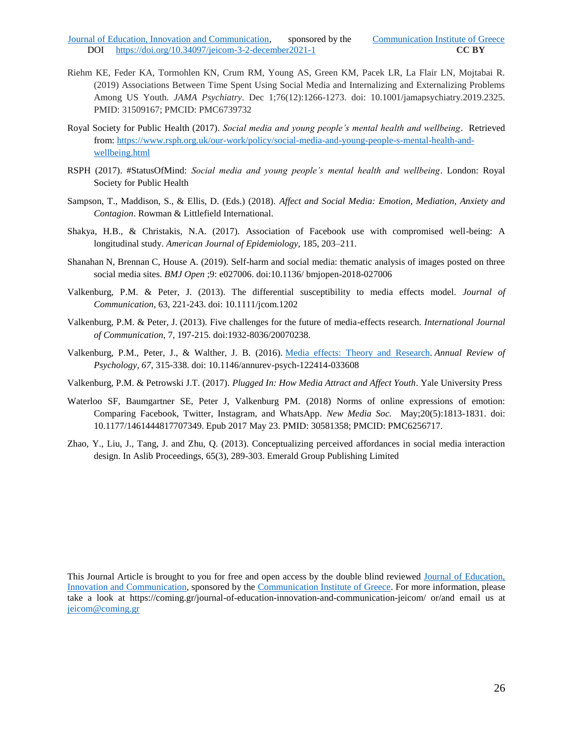Riehm KE, Feder KA, Tormohlen KN, Crum RM, Young AS, Green KM, Pacek LR, La Flair LN, Mojtabai R. (2019) Associations Between Time Spent Using Social Media and Internalizing and Externalizing Problems Among US Youth. *JAMA Psychiatry*. Dec 1;76(12):1266-1273. doi: 10.1001/jamapsychiatry.2019.2325. PMID: 31509167; PMCID: PMC6739732

Royal Society for Public Health (2017). *Social media and young people's mental health and wellbeing*. Retrieved from: https://www.rsph.org.uk/our-work/policy/social-media-and-young-people-s-mental-health-and-wellbeing.html

RSPH (2017). #StatusOfMind: *Social media and young people's mental health and wellbeing*. London: Royal Society for Public Health

Sampson, T., Maddison, S., & Ellis, D. (Eds.) (2018). *Affect and Social Media: Emotion, Mediation, Anxiety and Contagion*. Rowman & Littlefield International.

Shakya, H.B., & Christakis, N.A. (2017). Association of Facebook use with compromised well-being: A longitudinal study. *American Journal of Epidemiology,* 185, 203–211.

Shanahan N, Brennan C, House A. (2019). Self-harm and social media: thematic analysis of images posted on three social media sites. *BMJ Open* ;9: e027006. doi:10.1136/ bmjopen-2018-027006

Valkenburg, P.M. & Peter, J. (2013). The differential susceptibility to media effects model. *Journal of Communication*, 63, 221-243. doi: 10.1111/jcom.1202

Valkenburg, P.M. & Peter, J. (2013). Five challenges for the future of media-effects research. *International Journal of Communication*, 7, 197-215. doi:1932-8036/20070238.

Valkenburg, P.M., Peter, J., & Walther, J. B. (2016). Media effects: Theory and Research. *Annual Review of Psychology, 67*, 315-338. doi: 10.1146/annurev-psych-122414-033608

Valkenburg, P.M. & Petrowski J.T. (2017). *Plugged In: How Media Attract and Affect Youth*. Yale University Press

Waterloo SF, Baumgartner SE, Peter J, Valkenburg PM. (2018) Norms of online expressions of emotion: Comparing Facebook, Twitter, Instagram, and WhatsApp. *New Media Soc.* May;20(5):1813-1831. doi: 10.1177/1461444817707349. Epub 2017 May 23. PMID: 30581358; PMCID: PMC6256717.

Zhao, Y., Liu, J., Tang, J. and Zhu, Q. (2013). Conceptualizing perceived affordances in social media interaction design. In Aslib Proceedings, 65(3), 289-303. Emerald Group Publishing Limited

This Journal Article is brought to you for free and open access by the double blind reviewed Journal of Education, Innovation and Communication, sponsored by the Communication Institute of Greece. For more information, please take a look at https://coming.gr/journal-of-education-innovation-and-communication-jeicom/ or/and email us at jeicom@coming.gr